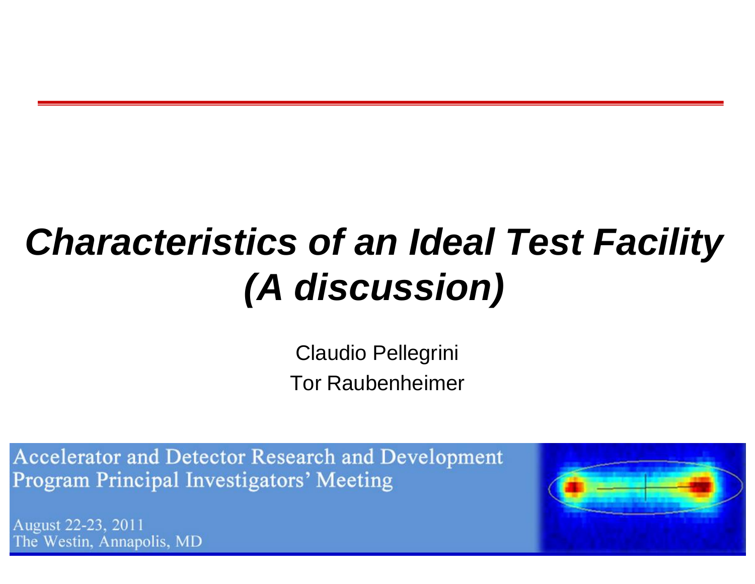# *Characteristics of an Ideal Test Facility (A discussion)*

Claudio Pellegrini

Tor Raubenheimer

Accelerator and Detector Research and Development Program Principal Investigators' Meeting

August 22-23, 2011
The Westin, Annapolis, MD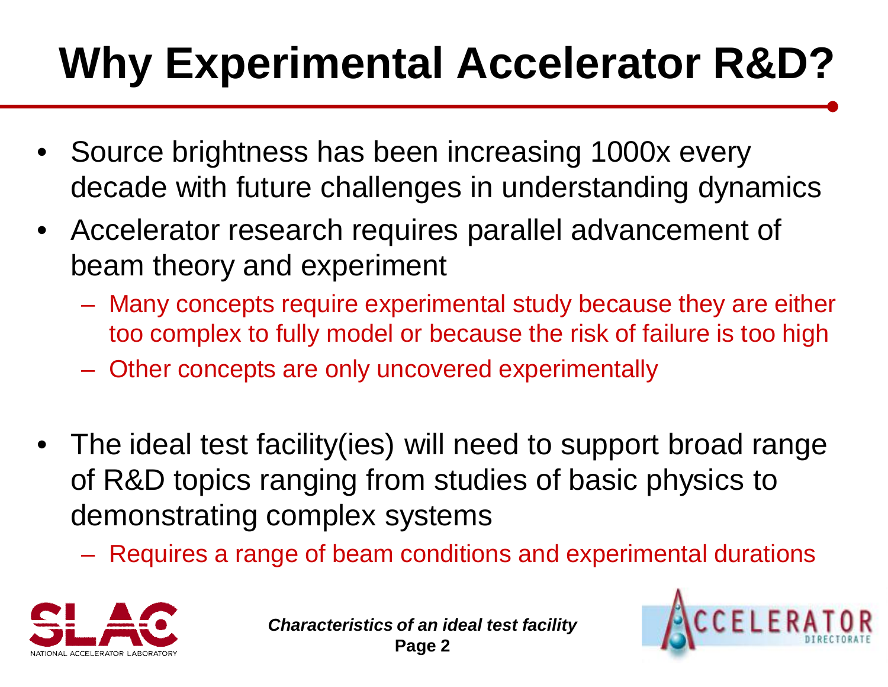# Why Experimental Accelerator R&D?

- Source brightness has been increasing 1000x every decade with future challenges in understanding dynamics
- Accelerator research requires parallel advancement of beam theory and experiment
  - Many concepts require experimental study because they are either too complex to fully model or because the risk of failure is too high
  - Other concepts are only uncovered experimentally
- The ideal test facility(ies) will need to support broad range of R&D topics ranging from studies of basic physics to demonstrating complex systems
  - Requires a range of beam conditions and experimental durations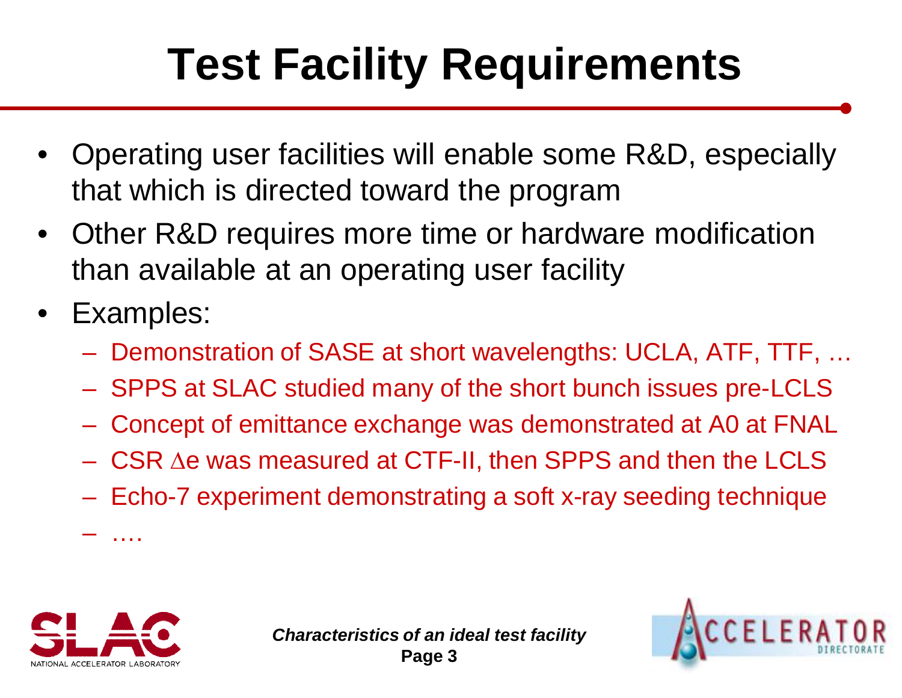# Test Facility Requirements

- Operating user facilities will enable some R&D, especially that which is directed toward the program
- Other R&D requires more time or hardware modification than available at an operating user facility
- Examples:
  - Demonstration of SASE at short wavelengths: UCLA, ATF, TTF, …
  - SPPS at SLAC studied many of the short bunch issues pre-LCLS
  - Concept of emittance exchange was demonstrated at A0 at FNAL
  - CSR $\Delta$e was measured at CTF-II, then SPPS and then the LCLS
  - Echo-7 experiment demonstrating a soft x-ray seeding technique
  - ….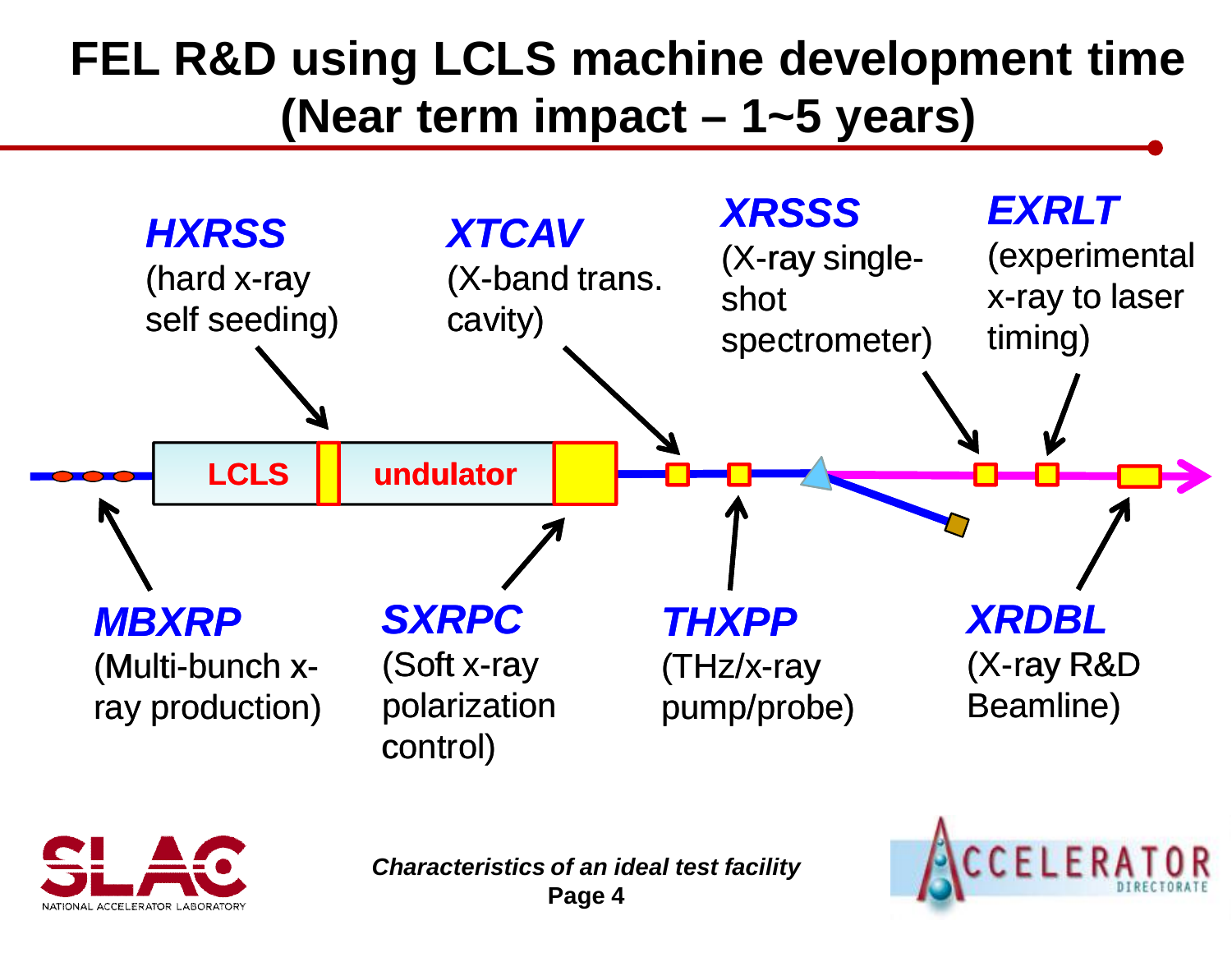# FEL R&D using LCLS machine development time (Near term impact – 1~5 years)

**HXRSS** (hard x-ray self seeding)

**XTCAV** (X-band trans. cavity)

**XRSSS** (X-ray single-shot spectrometer)

**EXRLT** (experimental x-ray to laser timing)

LCLS undulator

**MBXRP** (Multi-bunch x-ray production)

**SXRPC** (Soft x-ray polarization control)

**THXPP** (THz/x-ray pump/probe)

**XRDBL** (X-ray R&D Beamline)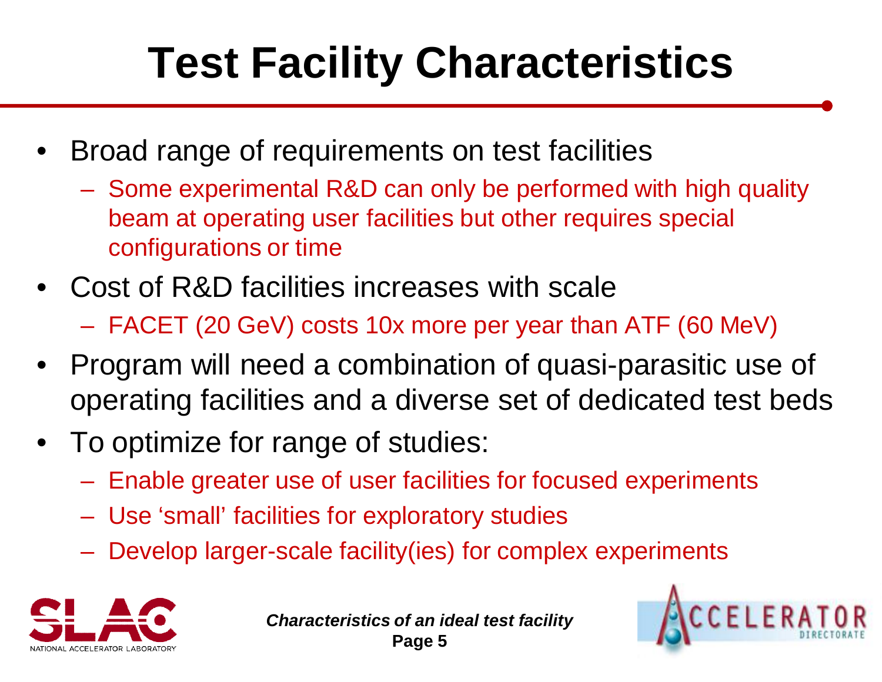# Test Facility Characteristics

- Broad range of requirements on test facilities
  - Some experimental R&D can only be performed with high quality beam at operating user facilities but other requires special configurations or time
- Cost of R&D facilities increases with scale
  - FACET (20 GeV) costs 10x more per year than ATF (60 MeV)
- Program will need a combination of quasi-parasitic use of operating facilities and a diverse set of dedicated test beds
- To optimize for range of studies:
  - Enable greater use of user facilities for focused experiments
  - Use 'small' facilities for exploratory studies
  - Develop larger-scale facility(ies) for complex experiments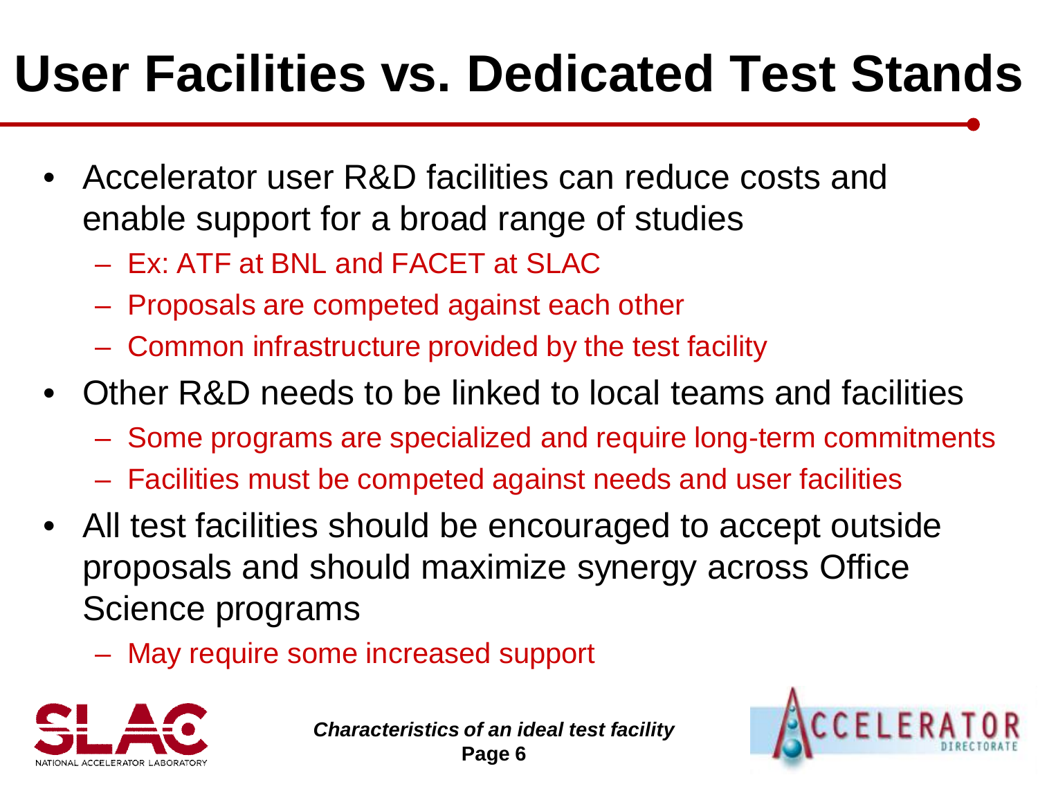# User Facilities vs. Dedicated Test Stands

- Accelerator user R&D facilities can reduce costs and enable support for a broad range of studies
  - Ex: ATF at BNL and FACET at SLAC
  - Proposals are competed against each other
  - Common infrastructure provided by the test facility
- Other R&D needs to be linked to local teams and facilities
  - Some programs are specialized and require long-term commitments
  - Facilities must be competed against needs and user facilities
- All test facilities should be encouraged to accept outside proposals and should maximize synergy across Office Science programs
  - May require some increased support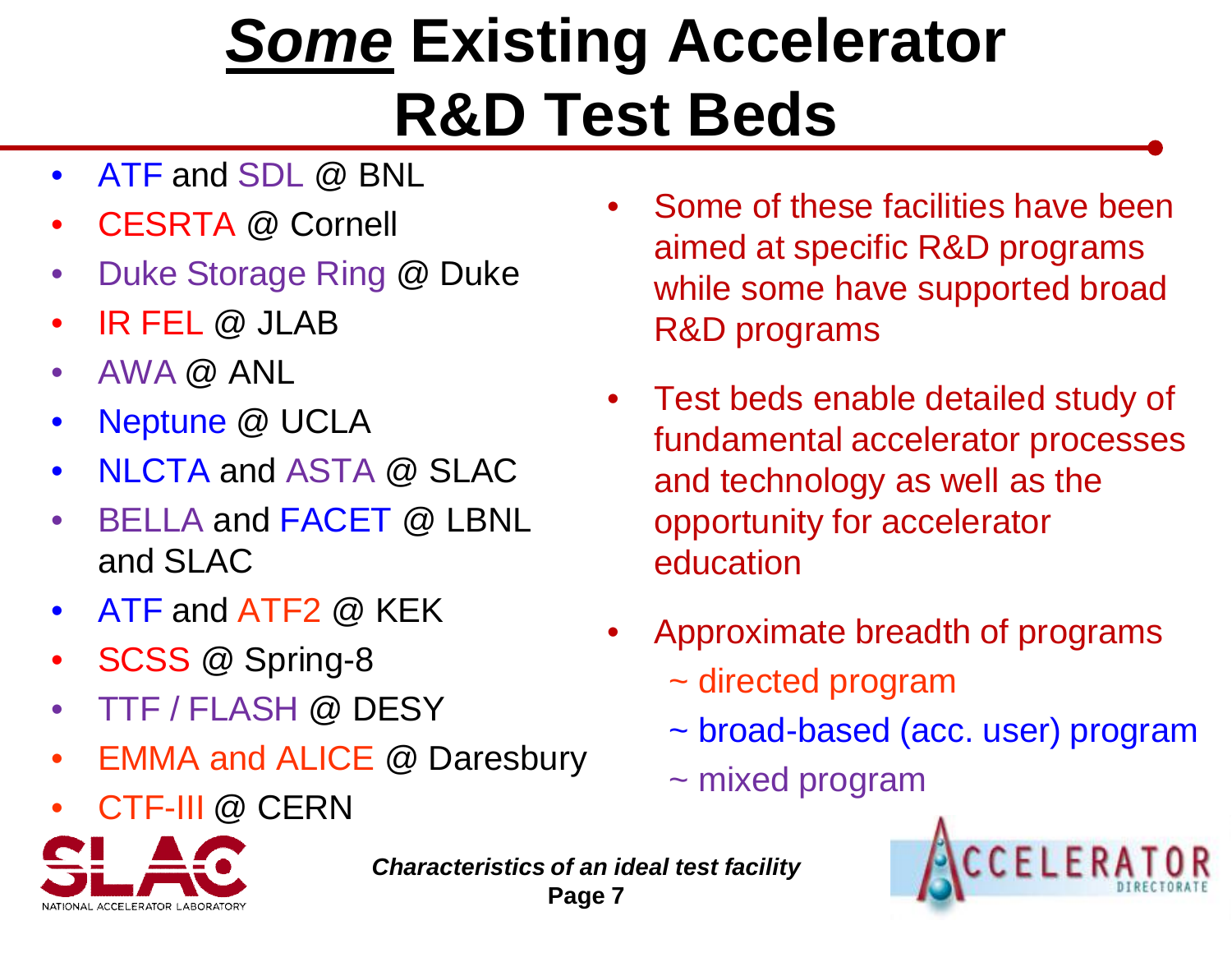# *Some* Existing Accelerator R&D Test Beds

- ATF and SDL @ BNL
- CESRTA @ Cornell
- Duke Storage Ring @ Duke
- IR FEL @ JLAB
- AWA @ ANL
- Neptune @ UCLA
- NLCTA and ASTA @ SLAC
- BELLA and FACET @ LBNL and SLAC
- ATF and ATF2 @ KEK
- SCSS @ Spring-8
- TTF / FLASH @ DESY
- EMMA and ALICE @ Daresbury
- CTF-III @ CERN

- Some of these facilities have been aimed at specific R&D programs while some have supported broad R&D programs
- Test beds enable detailed study of fundamental accelerator processes and technology as well as the opportunity for accelerator education
- Approximate breadth of programs
  - ~ directed program
  - ~ broad-based (acc. user) program
  - ~ mixed program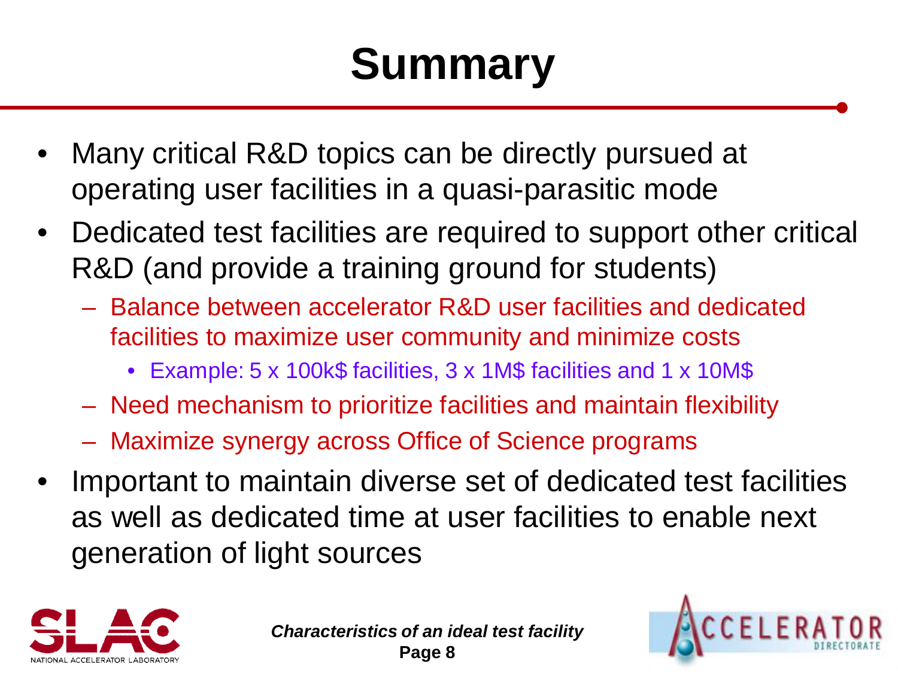# Summary

- Many critical R&D topics can be directly pursued at operating user facilities in a quasi-parasitic mode
- Dedicated test facilities are required to support other critical R&D (and provide a training ground for students)
  - Balance between accelerator R&D user facilities and dedicated facilities to maximize user community and minimize costs
    - Example: 5 x 100k$ facilities, 3 x 1M$ facilities and 1 x 10M$
  - Need mechanism to prioritize facilities and maintain flexibility
  - Maximize synergy across Office of Science programs
- Important to maintain diverse set of dedicated test facilities as well as dedicated time at user facilities to enable next generation of light sources